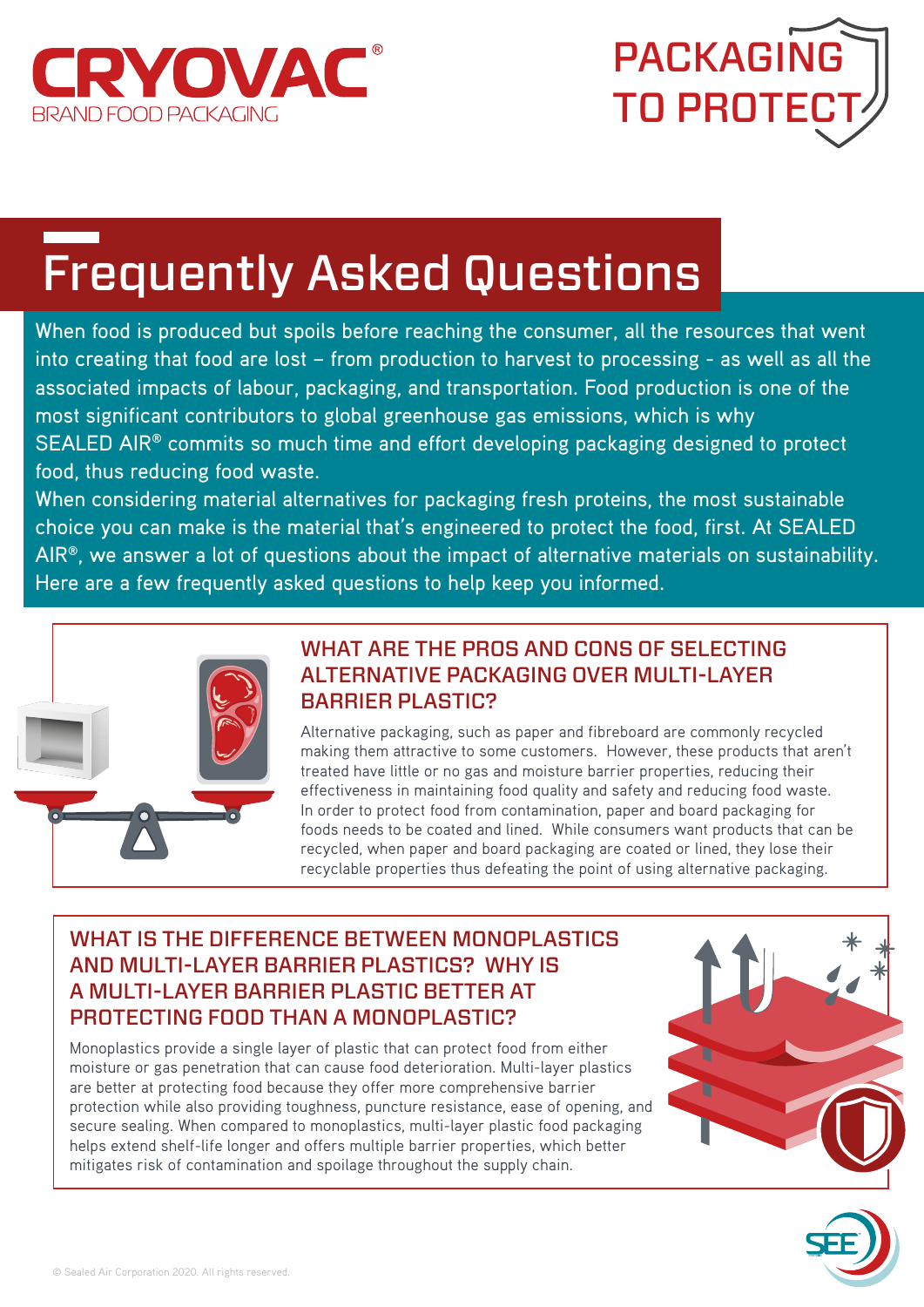CRYOVAC®
BRAND FOOD PACKAGING

PACKAGING TO PROTECT

# Frequently Asked Questions

When food is produced but spoils before reaching the consumer, all the resources that went into creating that food are lost – from production to harvest to processing - as well as all the associated impacts of labour, packaging, and transportation. Food production is one of the most significant contributors to global greenhouse gas emissions, which is why SEALED AIR® commits so much time and effort developing packaging designed to protect food, thus reducing food waste.

When considering material alternatives for packaging fresh proteins, the most sustainable choice you can make is the material that's engineered to protect the food, first. At SEALED AIR®, we answer a lot of questions about the impact of alternative materials on sustainability. Here are a few frequently asked questions to help keep you informed.

## WHAT ARE THE PROS AND CONS OF SELECTING ALTERNATIVE PACKAGING OVER MULTI-LAYER BARRIER PLASTIC?

Alternative packaging, such as paper and fibreboard are commonly recycled making them attractive to some customers. However, these products that aren't treated have little or no gas and moisture barrier properties, reducing their effectiveness in maintaining food quality and safety and reducing food waste. In order to protect food from contamination, paper and board packaging for foods needs to be coated and lined. While consumers want products that can be recycled, when paper and board packaging are coated or lined, they lose their recyclable properties thus defeating the point of using alternative packaging.

## WHAT IS THE DIFFERENCE BETWEEN MONOPLASTICS AND MULTI-LAYER BARRIER PLASTICS? WHY IS A MULTI-LAYER BARRIER PLASTIC BETTER AT PROTECTING FOOD THAN A MONOPLASTIC?

Monoplastics provide a single layer of plastic that can protect food from either moisture or gas penetration that can cause food deterioration. Multi-layer plastics are better at protecting food because they offer more comprehensive barrier protection while also providing toughness, puncture resistance, ease of opening, and secure sealing. When compared to monoplastics, multi-layer plastic food packaging helps extend shelf-life longer and offers multiple barrier properties, which better mitigates risk of contamination and spoilage throughout the supply chain.

© Sealed Air Corporation 2020. All rights reserved.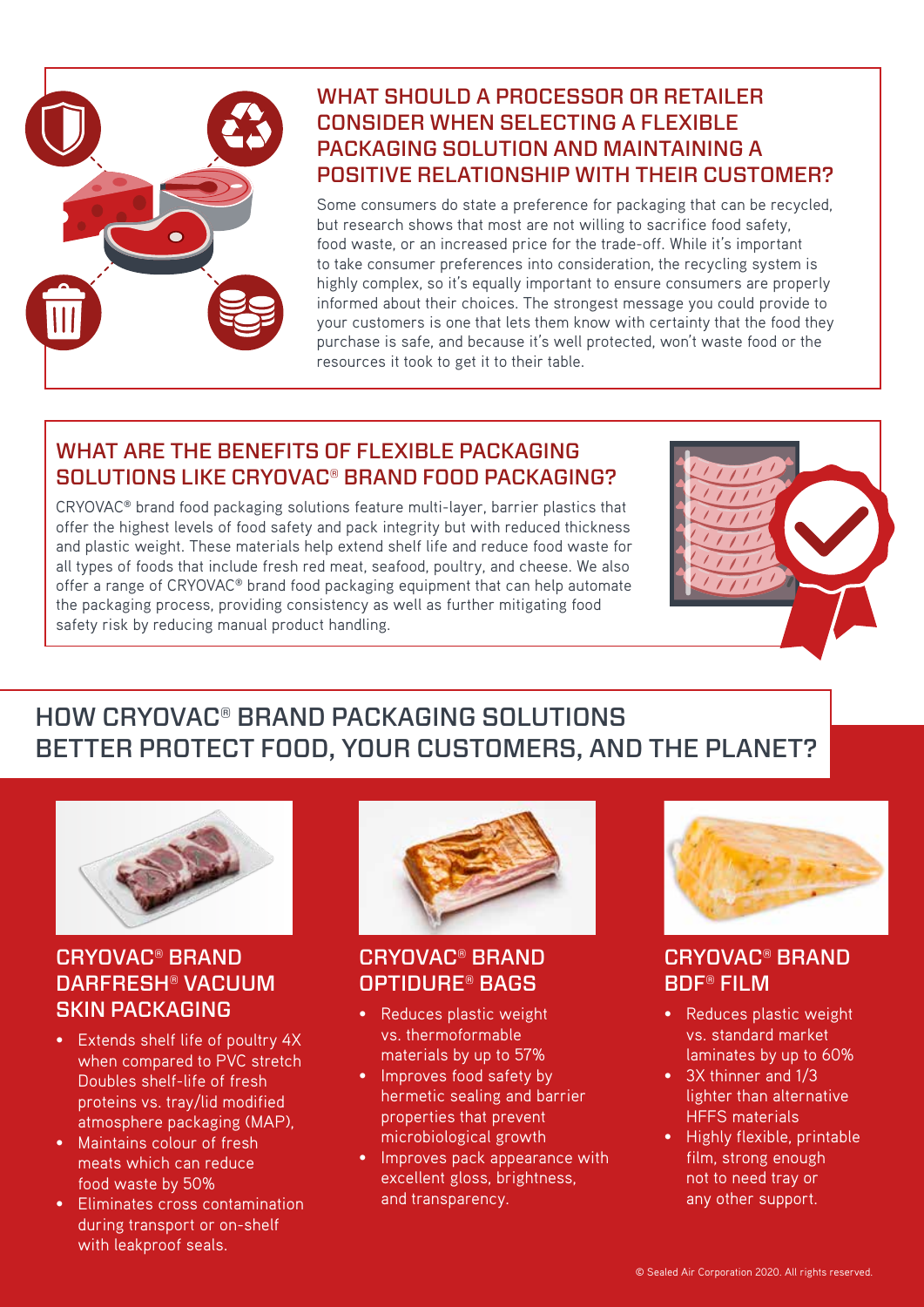## WHAT SHOULD A PROCESSOR OR RETAILER CONSIDER WHEN SELECTING A FLEXIBLE PACKAGING SOLUTION AND MAINTAINING A POSITIVE RELATIONSHIP WITH THEIR CUSTOMER?

Some consumers do state a preference for packaging that can be recycled, but research shows that most are not willing to sacrifice food safety, food waste, or an increased price for the trade-off. While it's important to take consumer preferences into consideration, the recycling system is highly complex, so it's equally important to ensure consumers are properly informed about their choices. The strongest message you could provide to your customers is one that lets them know with certainty that the food they purchase is safe, and because it's well protected, won't waste food or the resources it took to get it to their table.

## WHAT ARE THE BENEFITS OF FLEXIBLE PACKAGING SOLUTIONS LIKE CRYOVAC® BRAND FOOD PACKAGING?

CRYOVAC® brand food packaging solutions feature multi-layer, barrier plastics that offer the highest levels of food safety and pack integrity but with reduced thickness and plastic weight. These materials help extend shelf life and reduce food waste for all types of foods that include fresh red meat, seafood, poultry, and cheese. We also offer a range of CRYOVAC® brand food packaging equipment that can help automate the packaging process, providing consistency as well as further mitigating food safety risk by reducing manual product handling.

## HOW CRYOVAC® BRAND PACKAGING SOLUTIONS BETTER PROTECT FOOD, YOUR CUSTOMERS, AND THE PLANET?

### CRYOVAC® BRAND DARFRESH® VACUUM SKIN PACKAGING

- Extends shelf life of poultry 4X when compared to PVC stretch Doubles shelf-life of fresh proteins vs. tray/lid modified atmosphere packaging (MAP),
- Maintains colour of fresh meats which can reduce food waste by 50%
- Eliminates cross contamination during transport or on-shelf with leakproof seals.

### CRYOVAC® BRAND OPTIDURE® BAGS

- Reduces plastic weight vs. thermoformable materials by up to 57%
- Improves food safety by hermetic sealing and barrier properties that prevent microbiological growth
- Improves pack appearance with excellent gloss, brightness, and transparency.

### CRYOVAC® BRAND BDF® FILM

- Reduces plastic weight vs. standard market laminates by up to 60%
- 3X thinner and 1/3 lighter than alternative HFFS materials
- Highly flexible, printable film, strong enough not to need tray or any other support.

© Sealed Air Corporation 2020. All rights reserved.